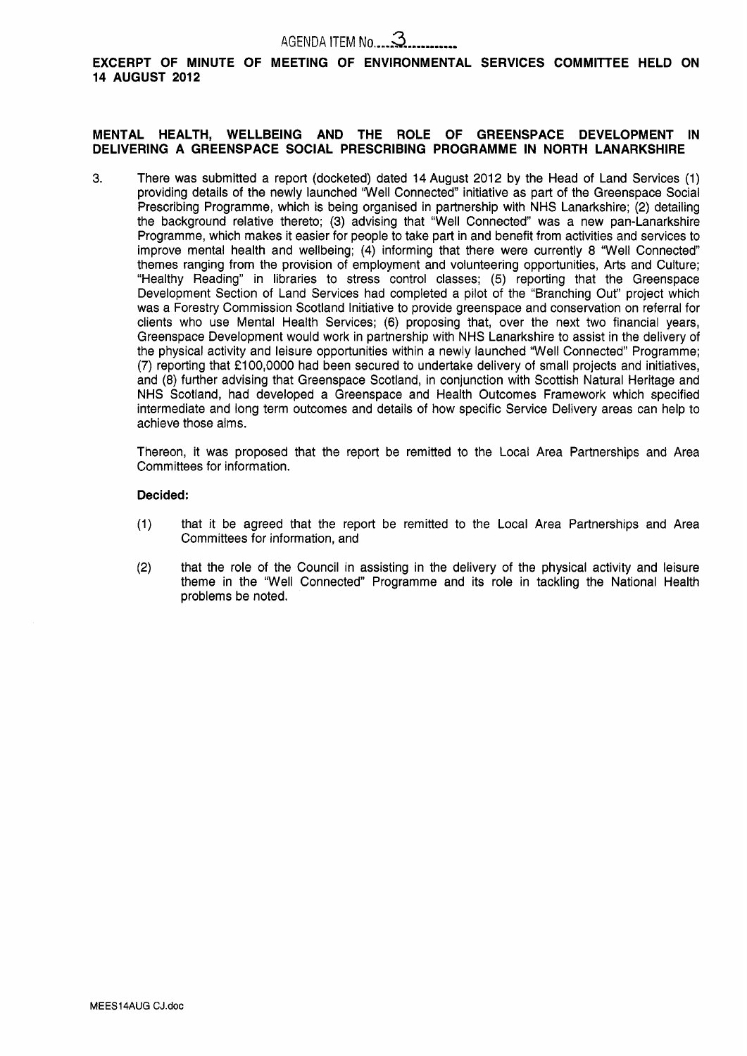AGENDA ITEM No....3............

**EXCERPT OF MINUTE OF MEETING OF ENVIRONMENTAL SERVICES COMMITTEE HELD ON 14 AUGUST 2012**

**MENTAL HEALTH, WELLBEING AND THE ROLE OF GREENSPACE DEVELOPMENT IN DELIVERING A GREENSPACE SOCIAL PRESCRIBING PROGRAMME IN NORTH LANARKSHIRE**

3. There was submitted a report (docketed) dated 14 August 2012 by the Head of Land Services (1) providing details of the newly launched "Well Connected" initiative as part of the Greenspace Social Prescribing Programme, which is being organised in partnership with NHS Lanarkshire; (2) detailing the background relative thereto; (3) advising that "Well Connected" was a new pan-Lanarkshire Programme, which makes it easier for people to take part in and benefit from activities and services to improve mental health and wellbeing; (4) informing that there were currently 8 "Well Connected" themes ranging from the provision of employment and volunteering opportunities, Arts and Culture; "Healthy Reading" in libraries to stress control classes; (5) reporting that the Greenspace Development Section of Land Services had completed a pilot of the "Branching Out" project which was a Forestry Commission Scotland Initiative to provide greenspace and conservation on referral for clients who use Mental Health Services; (6) proposing that, over the next two financial years, Greenspace Development would work in partnership with NHS Lanarkshire to assist in the delivery of the physical activity and leisure opportunities within a newly launched "Well Connected" Programme; (7) reporting that £100,0000 had been secured to undertake delivery of small projects and initiatives, and (8) further advising that Greenspace Scotland, in conjunction with Scottish Natural Heritage and NHS Scotland, had developed a Greenspace and Health Outcomes Framework which specified intermediate and long term outcomes and details of how specific Service Delivery areas can help to achieve those aims.

Thereon, it was proposed that the report be remitted to the Local Area Partnerships and Area Committees for information.

**Decided:**

(1) that it be agreed that the report be remitted to the Local Area Partnerships and Area Committees for information, and

(2) that the role of the Council in assisting in the delivery of the physical activity and leisure theme in the "Well Connected" Programme and its role in tackling the National Health problems be noted.

MEES14AUG CJ.doc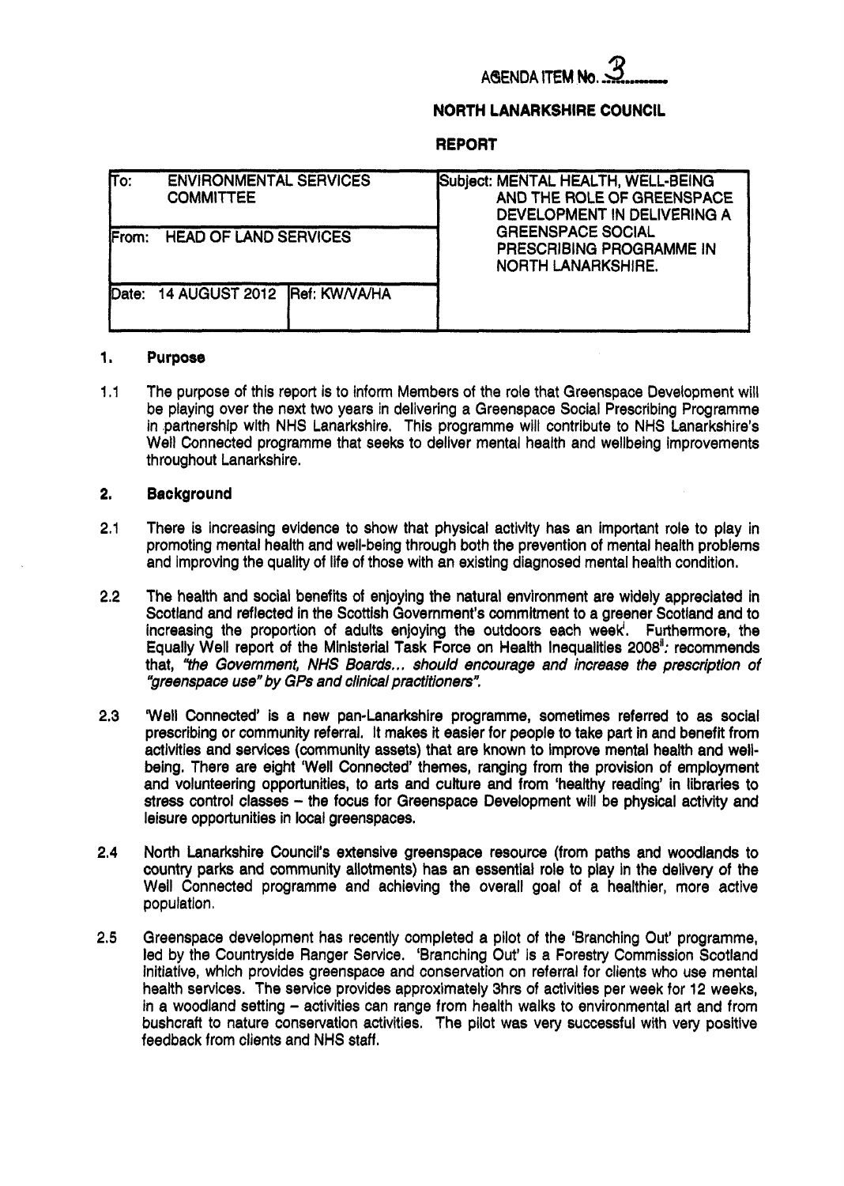AGENDA ITEM No. 3

**NORTH LANARKSHIRE COUNCIL**

**REPORT**

| To: ENVIRONMENTAL SERVICES COMMITTEE | | Subject: MENTAL HEALTH, WELL-BEING AND THE ROLE OF GREENSPACE DEVELOPMENT IN DELIVERING A GREENSPACE SOCIAL PRESCRIBING PROGRAMME IN NORTH LANARKSHIRE. |
|---|---|---|
| From: HEAD OF LAND SERVICES | | |
| Date: 14 AUGUST 2012 | Ref: KW/VA/HA | |

## 1. Purpose

1.1 The purpose of this report is to inform Members of the role that Greenspace Development will be playing over the next two years in delivering a Greenspace Social Prescribing Programme in partnership with NHS Lanarkshire. This programme will contribute to NHS Lanarkshire's Well Connected programme that seeks to deliver mental health and wellbeing improvements throughout Lanarkshire.

## 2. Background

2.1 There is increasing evidence to show that physical activity has an important role to play in promoting mental health and well-being through both the prevention of mental health problems and improving the quality of life of those with an existing diagnosed mental health condition.

2.2 The health and social benefits of enjoying the natural environment are widely appreciated in Scotland and reflected in the Scottish Government's commitment to a greener Scotland and to increasing the proportion of adults enjoying the outdoors each week[i]. Furthermore, the Equally Well report of the Ministerial Task Force on Health Inequalities 2008[ii]: recommends that, *"the Government, NHS Boards... should encourage and increase the prescription of "greenspace use" by GPs and clinical practitioners"*.

2.3 'Well Connected' is a new pan-Lanarkshire programme, sometimes referred to as social prescribing or community referral. It makes it easier for people to take part in and benefit from activities and services (community assets) that are known to improve mental health and well-being. There are eight 'Well Connected' themes, ranging from the provision of employment and volunteering opportunities, to arts and culture and from 'healthy reading' in libraries to stress control classes – the focus for Greenspace Development will be physical activity and leisure opportunities in local greenspaces.

2.4 North Lanarkshire Council's extensive greenspace resource (from paths and woodlands to country parks and community allotments) has an essential role to play in the delivery of the Well Connected programme and achieving the overall goal of a healthier, more active population.

2.5 Greenspace development has recently completed a pilot of the 'Branching Out' programme, led by the Countryside Ranger Service. 'Branching Out' is a Forestry Commission Scotland initiative, which provides greenspace and conservation on referral for clients who use mental health services. The service provides approximately 3hrs of activities per week for 12 weeks, in a woodland setting – activities can range from health walks to environmental art and from bushcraft to nature conservation activities. The pilot was very successful with very positive feedback from clients and NHS staff.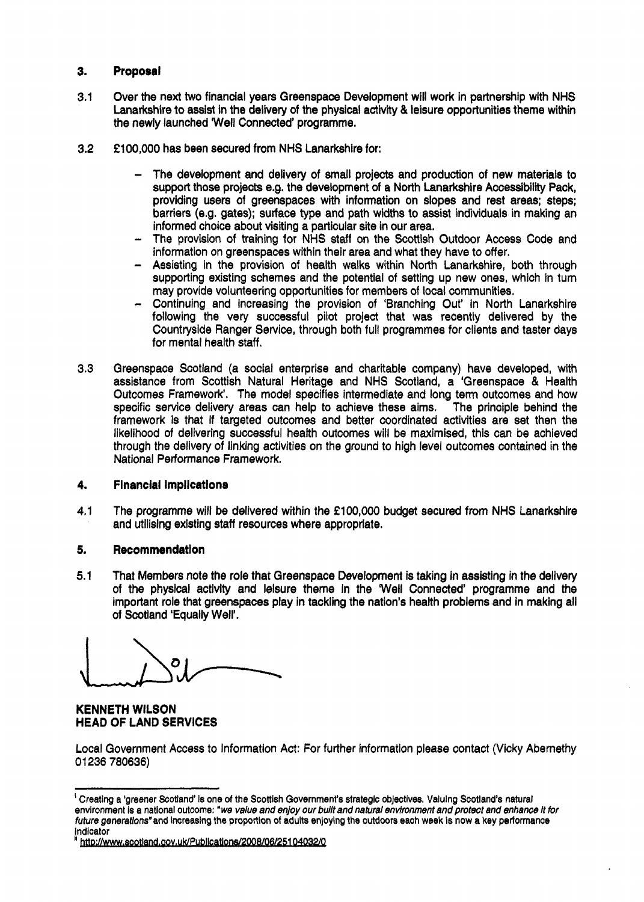## 3. Proposal

3.1 Over the next two financial years Greenspace Development will work in partnership with NHS Lanarkshire to assist in the delivery of the physical activity & leisure opportunities theme within the newly launched 'Well Connected' programme.

3.2 £100,000 has been secured from NHS Lanarkshire for:

- The development and delivery of small projects and production of new materials to support those projects e.g. the development of a North Lanarkshire Accessibility Pack, providing users of greenspaces with information on slopes and rest areas; steps; barriers (e.g. gates); surface type and path widths to assist individuals in making an informed choice about visiting a particular site in our area.
- The provision of training for NHS staff on the Scottish Outdoor Access Code and information on greenspaces within their area and what they have to offer.
- Assisting in the provision of health walks within North Lanarkshire, both through supporting existing schemes and the potential of setting up new ones, which in turn may provide volunteering opportunities for members of local communities.
- Continuing and increasing the provision of 'Branching Out' in North Lanarkshire following the very successful pilot project that was recently delivered by the Countryside Ranger Service, through both full programmes for clients and taster days for mental health staff.

3.3 Greenspace Scotland (a social enterprise and charitable company) have developed, with assistance from Scottish Natural Heritage and NHS Scotland, a 'Greenspace & Health Outcomes Framework'. The model specifies intermediate and long term outcomes and how specific service delivery areas can help to achieve these aims. The principle behind the framework is that if targeted outcomes and better coordinated activities are set then the likelihood of delivering successful health outcomes will be maximised, this can be achieved through the delivery of linking activities on the ground to high level outcomes contained in the National Performance Framework.

## 4. Financial Implications

4.1 The programme will be delivered within the £100,000 budget secured from NHS Lanarkshire and utilising existing staff resources where appropriate.

## 5. Recommendation

5.1 That Members note the role that Greenspace Development is taking in assisting in the delivery of the physical activity and leisure theme in the 'Well Connected' programme and the important role that greenspaces play in tackling the nation's health problems and in making all of Scotland 'Equally Well'.

**KENNETH WILSON**
**HEAD OF LAND SERVICES**

Local Government Access to Information Act: For further information please contact (Vicky Abernethy 01236 780636)

---

[i] Creating a 'greener Scotland' is one of the Scottish Government's strategic objectives. Valuing Scotland's natural environment is a national outcome: "*we value and enjoy our built and natural environment and protect and enhance it for future generations*" and increasing the proportion of adults enjoying the outdoors each week is now a key performance indicator

[ii] http://www.scotland.gov.uk/Publications/2008/06/25104032/0